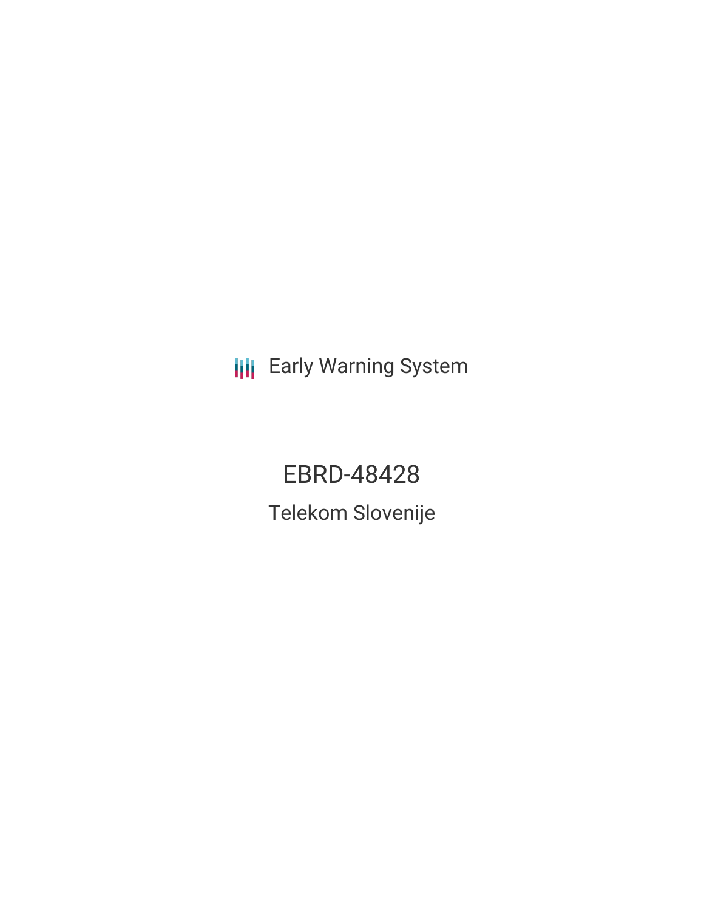Early Warning System

# EBRD-48428

## Telekom Slovenije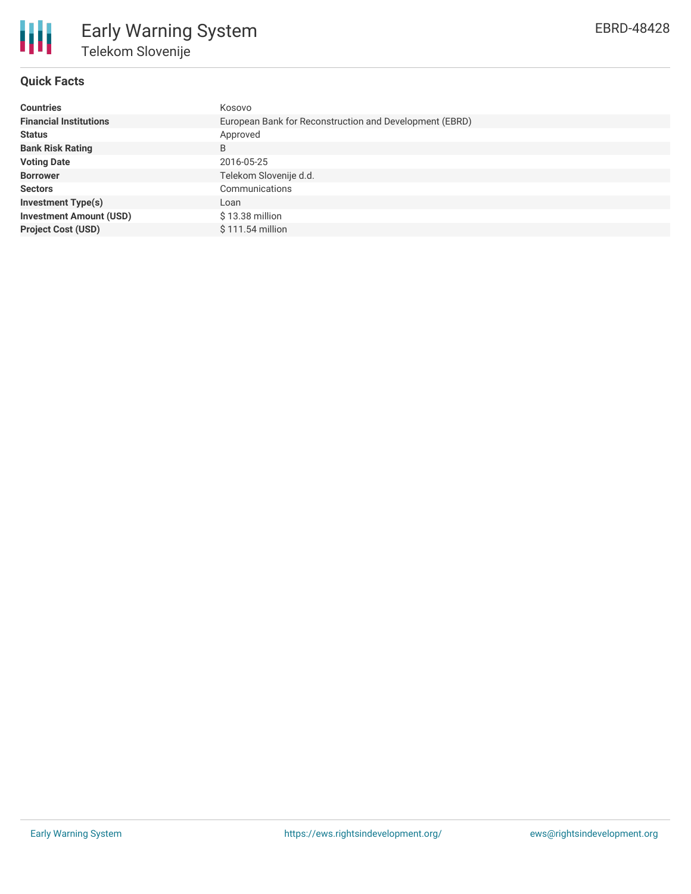# Early Warning System

## Telekom Slovenije

EBRD-48428

### Quick Facts

| | |
|---|---|
| **Countries** | Kosovo |
| **Financial Institutions** | European Bank for Reconstruction and Development (EBRD) |
| **Status** | Approved |
| **Bank Risk Rating** | B |
| **Voting Date** | 2016-05-25 |
| **Borrower** | Telekom Slovenije d.d. |
| **Sectors** | Communications |
| **Investment Type(s)** | Loan |
| **Investment Amount (USD)** | $ 13.38 million |
| **Project Cost (USD)** | $ 111.54 million |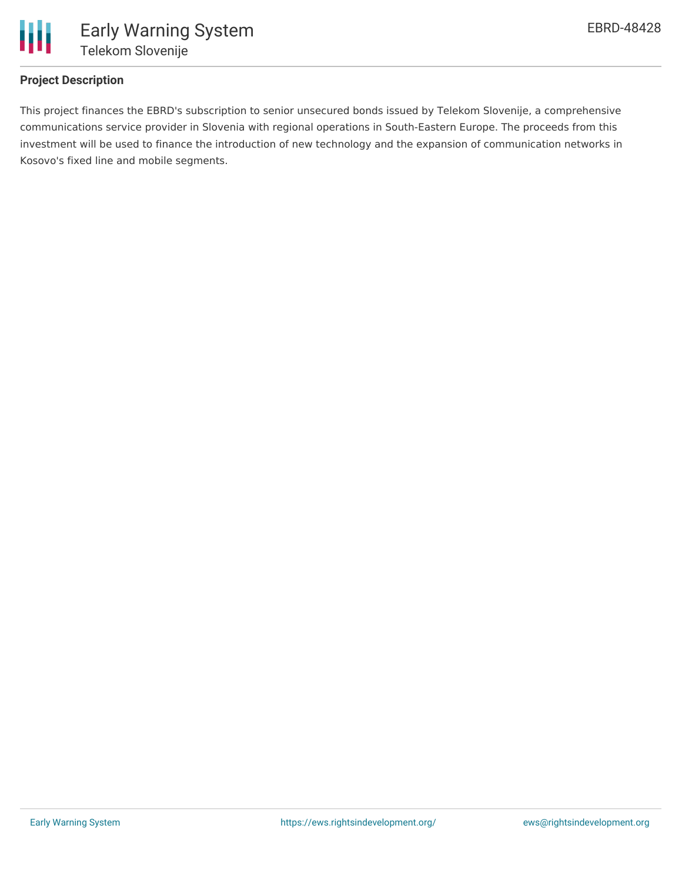## Project Description

This project finances the EBRD's subscription to senior unsecured bonds issued by Telekom Slovenije, a comprehensive communications service provider in Slovenia with regional operations in South-Eastern Europe. The proceeds from this investment will be used to finance the introduction of new technology and the expansion of communication networks in Kosovo's fixed line and mobile segments.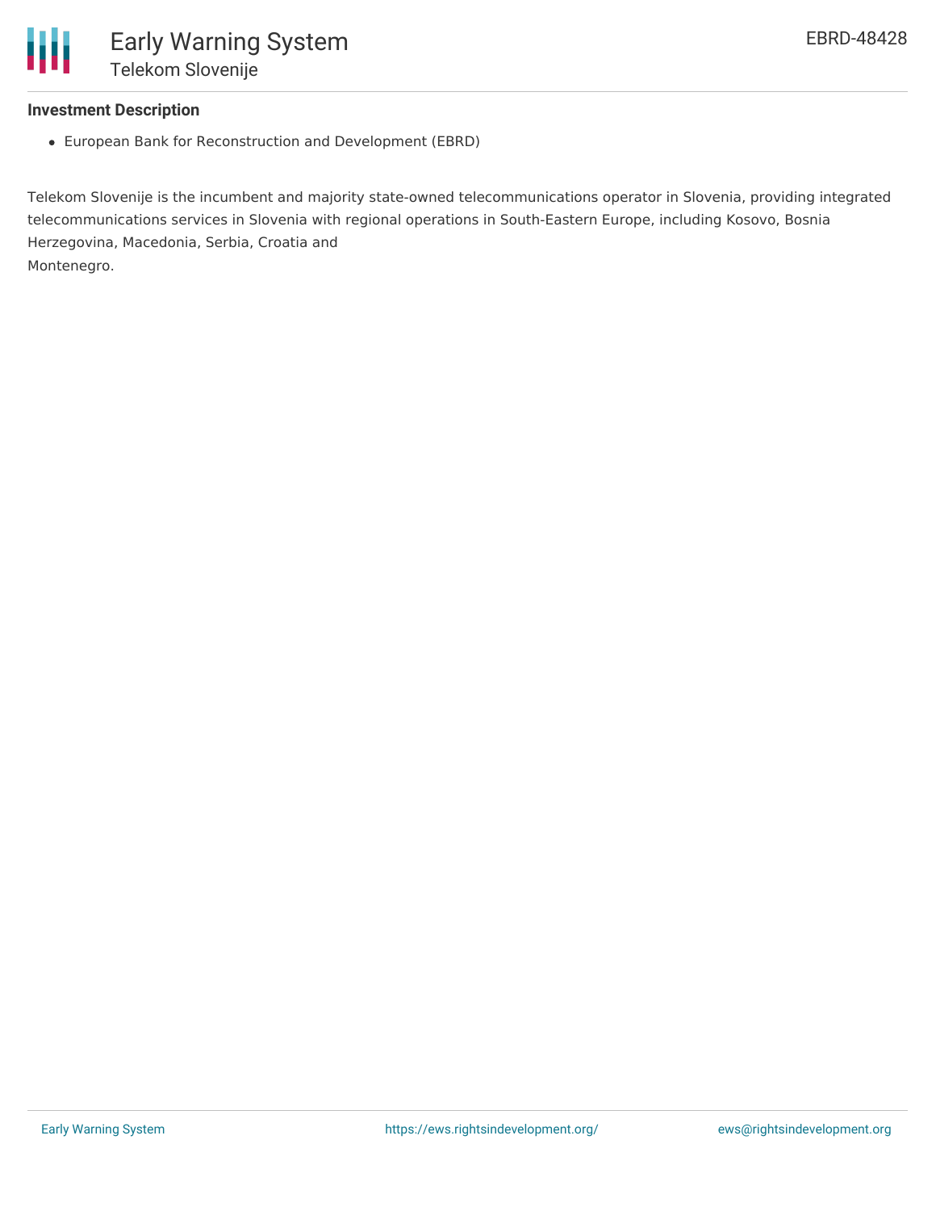### Investment Description

- European Bank for Reconstruction and Development (EBRD)

Telekom Slovenije is the incumbent and majority state-owned telecommunications operator in Slovenia, providing integrated telecommunications services in Slovenia with regional operations in South-Eastern Europe, including Kosovo, Bosnia Herzegovina, Macedonia, Serbia, Croatia and Montenegro.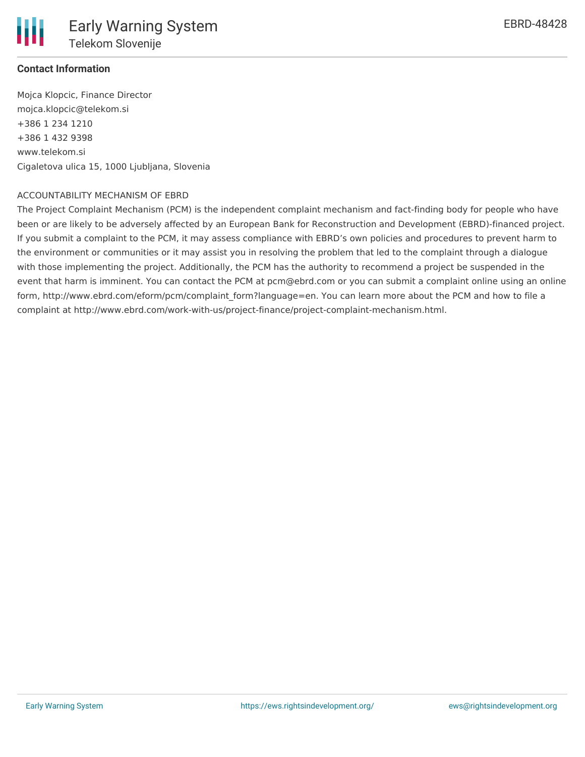**Contact Information**

Mojca Klopcic, Finance Director
mojca.klopcic@telekom.si
+386 1 234 1210
+386 1 432 9398
www.telekom.si
Cigaletova ulica 15, 1000 Ljubljana, Slovenia

ACCOUNTABILITY MECHANISM OF EBRD

The Project Complaint Mechanism (PCM) is the independent complaint mechanism and fact-finding body for people who have been or are likely to be adversely affected by an European Bank for Reconstruction and Development (EBRD)-financed project. If you submit a complaint to the PCM, it may assess compliance with EBRD's own policies and procedures to prevent harm to the environment or communities or it may assist you in resolving the problem that led to the complaint through a dialogue with those implementing the project. Additionally, the PCM has the authority to recommend a project be suspended in the event that harm is imminent. You can contact the PCM at pcm@ebrd.com or you can submit a complaint online using an online form, http://www.ebrd.com/eform/pcm/complaint_form?language=en. You can learn more about the PCM and how to file a complaint at http://www.ebrd.com/work-with-us/project-finance/project-complaint-mechanism.html.